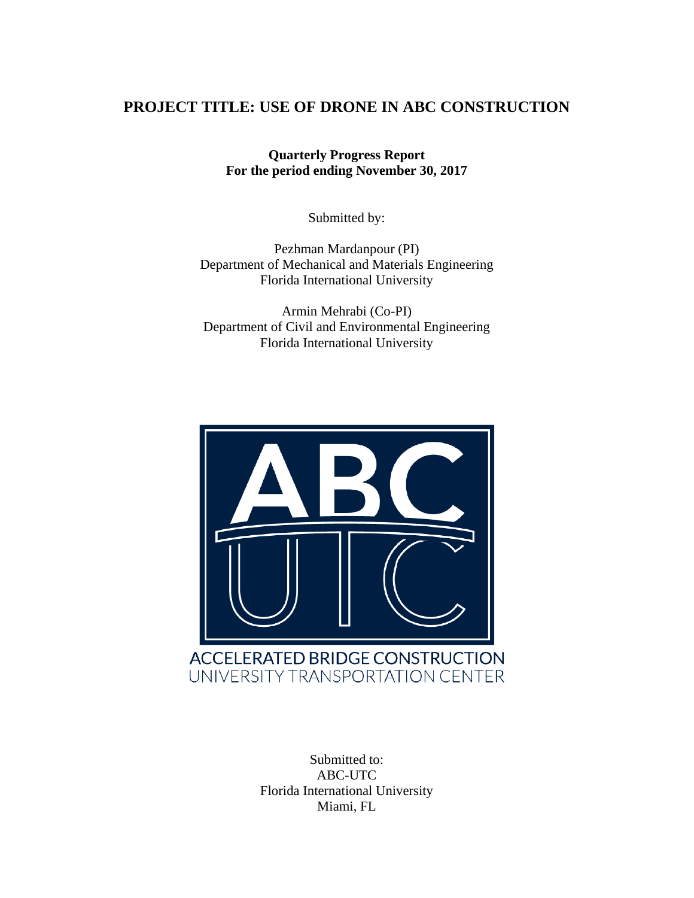# PROJECT TITLE: USE OF DRONE IN ABC CONSTRUCTION

**Quarterly Progress Report**
**For the period ending November 30, 2017**

Submitted by:

Pezhman Mardanpour (PI)
Department of Mechanical and Materials Engineering
Florida International University

Armin Mehrabi (Co-PI)
Department of Civil and Environmental Engineering
Florida International University

ACCELERATED BRIDGE CONSTRUCTION
UNIVERSITY TRANSPORTATION CENTER

Submitted to:
ABC-UTC
Florida International University
Miami, FL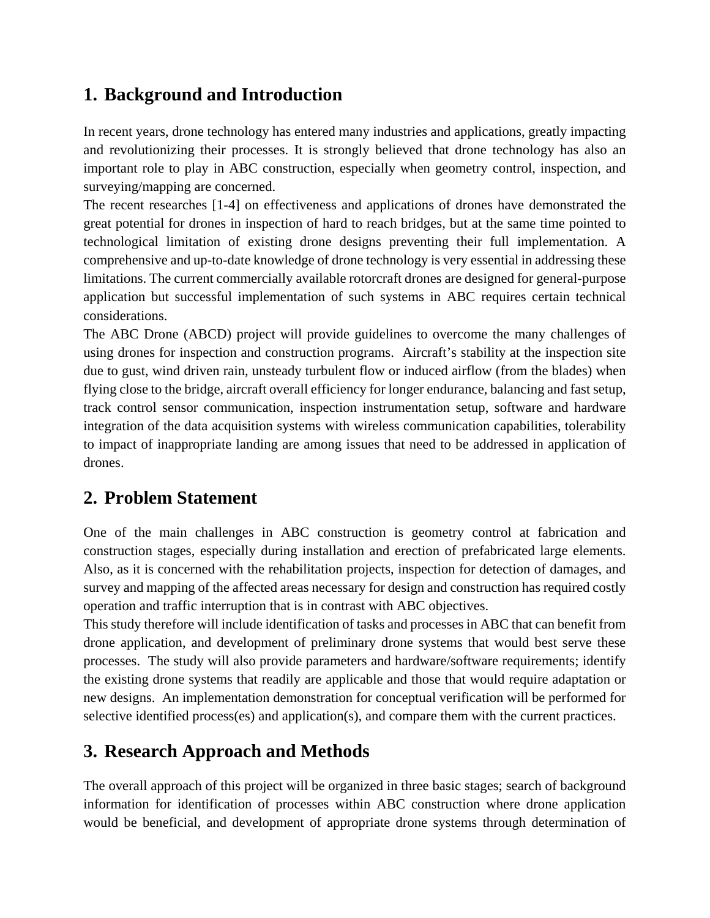## 1. Background and Introduction

In recent years, drone technology has entered many industries and applications, greatly impacting and revolutionizing their processes. It is strongly believed that drone technology has also an important role to play in ABC construction, especially when geometry control, inspection, and surveying/mapping are concerned.

The recent researches [1-4] on effectiveness and applications of drones have demonstrated the great potential for drones in inspection of hard to reach bridges, but at the same time pointed to technological limitation of existing drone designs preventing their full implementation. A comprehensive and up-to-date knowledge of drone technology is very essential in addressing these limitations. The current commercially available rotorcraft drones are designed for general-purpose application but successful implementation of such systems in ABC requires certain technical considerations.

The ABC Drone (ABCD) project will provide guidelines to overcome the many challenges of using drones for inspection and construction programs. Aircraft's stability at the inspection site due to gust, wind driven rain, unsteady turbulent flow or induced airflow (from the blades) when flying close to the bridge, aircraft overall efficiency for longer endurance, balancing and fast setup, track control sensor communication, inspection instrumentation setup, software and hardware integration of the data acquisition systems with wireless communication capabilities, tolerability to impact of inappropriate landing are among issues that need to be addressed in application of drones.

## 2. Problem Statement

One of the main challenges in ABC construction is geometry control at fabrication and construction stages, especially during installation and erection of prefabricated large elements. Also, as it is concerned with the rehabilitation projects, inspection for detection of damages, and survey and mapping of the affected areas necessary for design and construction has required costly operation and traffic interruption that is in contrast with ABC objectives.

This study therefore will include identification of tasks and processes in ABC that can benefit from drone application, and development of preliminary drone systems that would best serve these processes. The study will also provide parameters and hardware/software requirements; identify the existing drone systems that readily are applicable and those that would require adaptation or new designs. An implementation demonstration for conceptual verification will be performed for selective identified process(es) and application(s), and compare them with the current practices.

## 3. Research Approach and Methods

The overall approach of this project will be organized in three basic stages; search of background information for identification of processes within ABC construction where drone application would be beneficial, and development of appropriate drone systems through determination of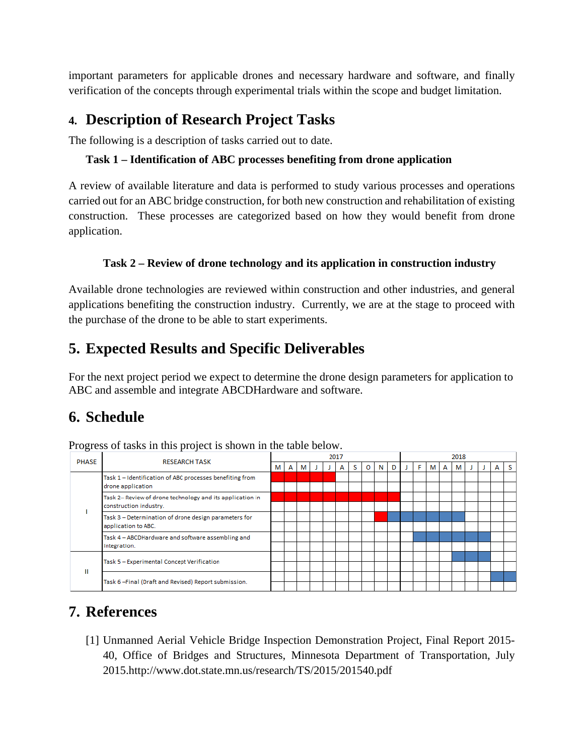important parameters for applicable drones and necessary hardware and software, and finally verification of the concepts through experimental trials within the scope and budget limitation.

## 4. Description of Research Project Tasks

The following is a description of tasks carried out to date.

### Task 1 – Identification of ABC processes benefiting from drone application

A review of available literature and data is performed to study various processes and operations carried out for an ABC bridge construction, for both new construction and rehabilitation of existing construction. These processes are categorized based on how they would benefit from drone application.

### Task 2 – Review of drone technology and its application in construction industry

Available drone technologies are reviewed within construction and other industries, and general applications benefiting the construction industry. Currently, we are at the stage to proceed with the purchase of the drone to be able to start experiments.

## 5. Expected Results and Specific Deliverables

For the next project period we expect to determine the drone design parameters for application to ABC and assemble and integrate ABCDHardware and software.

## 6. Schedule

Progress of tasks in this project is shown in the table below.

| PHASE | RESEARCH TASK | 2017 | | | | | | | | | | 2018 | | | | | | | | |
|---|---|---|---|---|---|---|---|---|---|---|---|---|---|---|---|---|---|---|---|---|
| | | M | A | M | J | J | A | S | O | N | D | J | F | M | A | M | J | J | A | S |
| I | Task 1 – Identification of ABC processes benefiting from drone application | ■ | ■ | ■ | ■ | ■ | | | | | | | | | | | | | | |
| I | Task 2 – Review of drone technology and its application in construction industry. | ■ | ■ | ■ | ■ | ■ | ■ | ■ | ■ | ■ | ■ | | | | | | | | | |
| I | Task 3 – Determination of drone design parameters for application to ABC. | | | | | | | | | ■ | ■ | ■ | ■ | ■ | ■ | ■ | | | | |
| I | Task 4 – ABCDHardware and software assembling and integration. | | | | | | | | | | | | ■ | ■ | ■ | ■ | ■ | ■ | | |
| II | Task 5 – Experimental Concept Verification | | | | | | | | | | | | | | | ■ | ■ | ■ | | |
| II | Task 6 –Final (Draft and Revised) Report submission. | | | | | | | | | | | | | | | | | | ■ | ■ |

## 7. References

[1] Unmanned Aerial Vehicle Bridge Inspection Demonstration Project, Final Report 2015-40, Office of Bridges and Structures, Minnesota Department of Transportation, July 2015.http://www.dot.state.mn.us/research/TS/2015/201540.pdf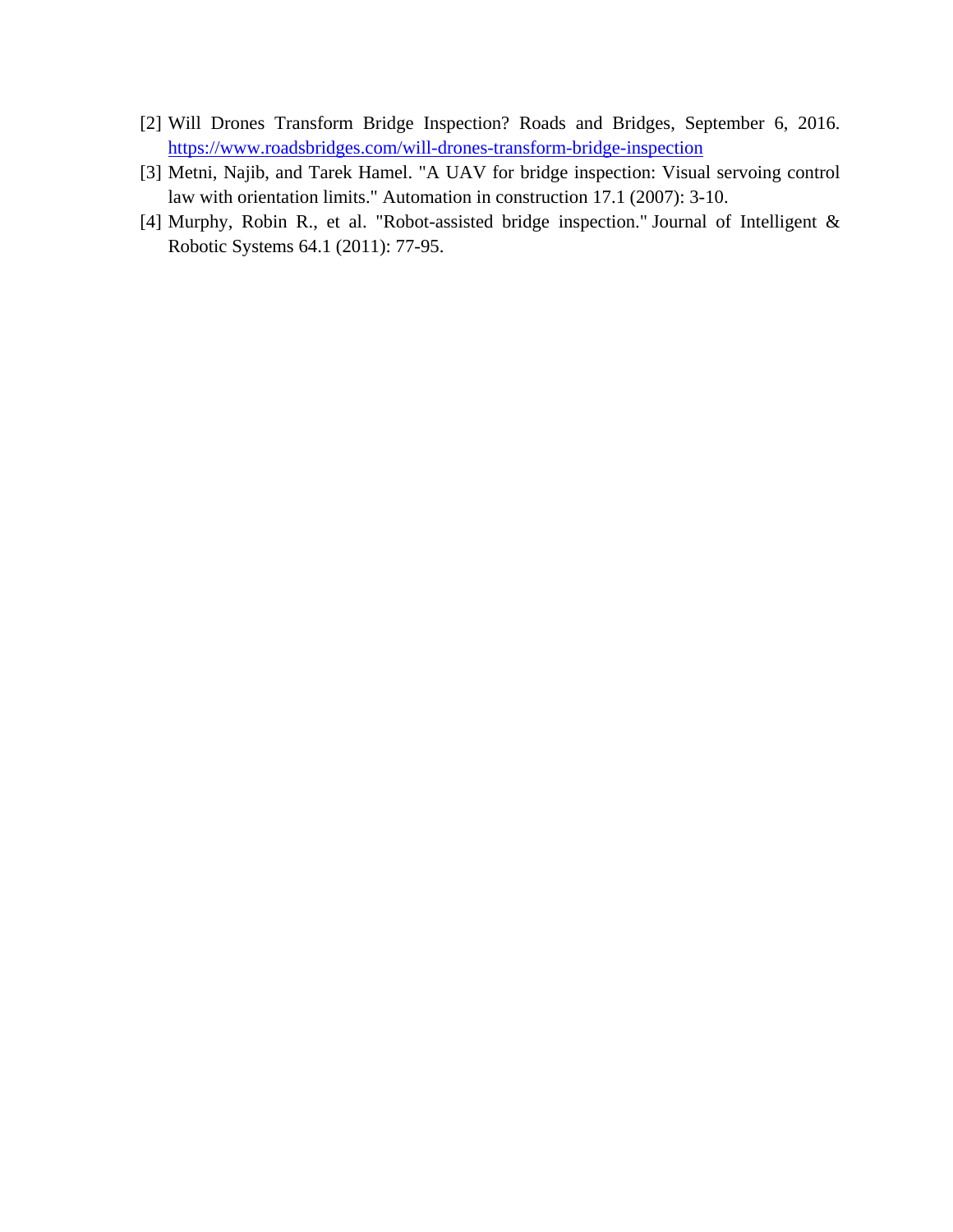[2] Will Drones Transform Bridge Inspection? Roads and Bridges, September 6, 2016. https://www.roadsbridges.com/will-drones-transform-bridge-inspection

[3] Metni, Najib, and Tarek Hamel. "A UAV for bridge inspection: Visual servoing control law with orientation limits." Automation in construction 17.1 (2007): 3-10.

[4] Murphy, Robin R., et al. "Robot-assisted bridge inspection." Journal of Intelligent & Robotic Systems 64.1 (2011): 77-95.